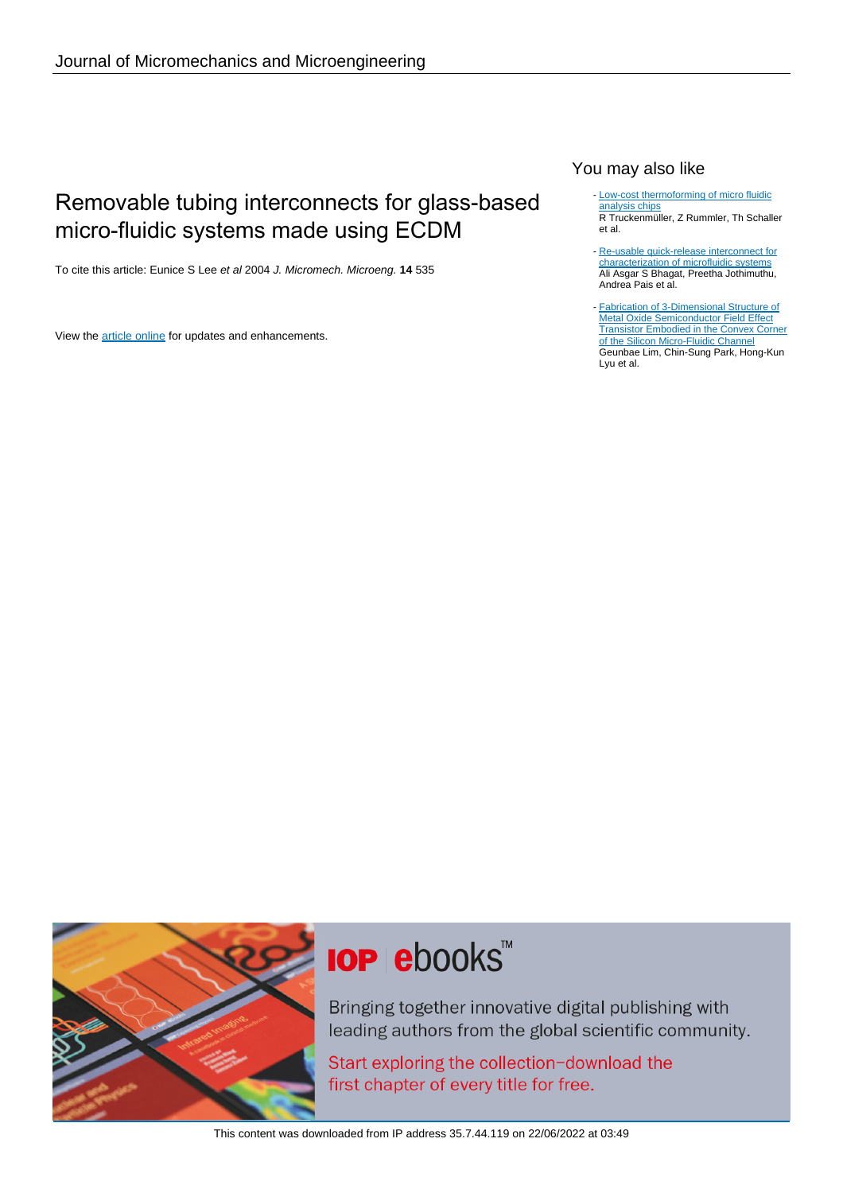Journal of Micromechanics and Microengineering

# Removable tubing interconnects for glass-based micro-fluidic systems made using ECDM

To cite this article: Eunice S Lee *et al* 2004 *J. Micromech. Microeng.* **14** 535

View the article online for updates and enhancements.

## You may also like

- Low-cost thermoforming of micro fluidic analysis chips
  R Truckenmüller, Z Rummler, Th Schaller et al.

- Re-usable quick-release interconnect for characterization of microfluidic systems
  Ali Asgar S Bhagat, Preetha Jothimuthu, Andrea Pais et al.

- Fabrication of 3-Dimensional Structure of Metal Oxide Semiconductor Field Effect Transistor Embodied in the Convex Corner of the Silicon Micro-Fluidic Channel
  Geunbae Lim, Chin-Sung Park, Hong-Kun Lyu et al.

IOP ebooks™

Bringing together innovative digital publishing with leading authors from the global scientific community.

Start exploring the collection–download the first chapter of every title for free.

This content was downloaded from IP address 35.7.44.119 on 22/06/2022 at 03:49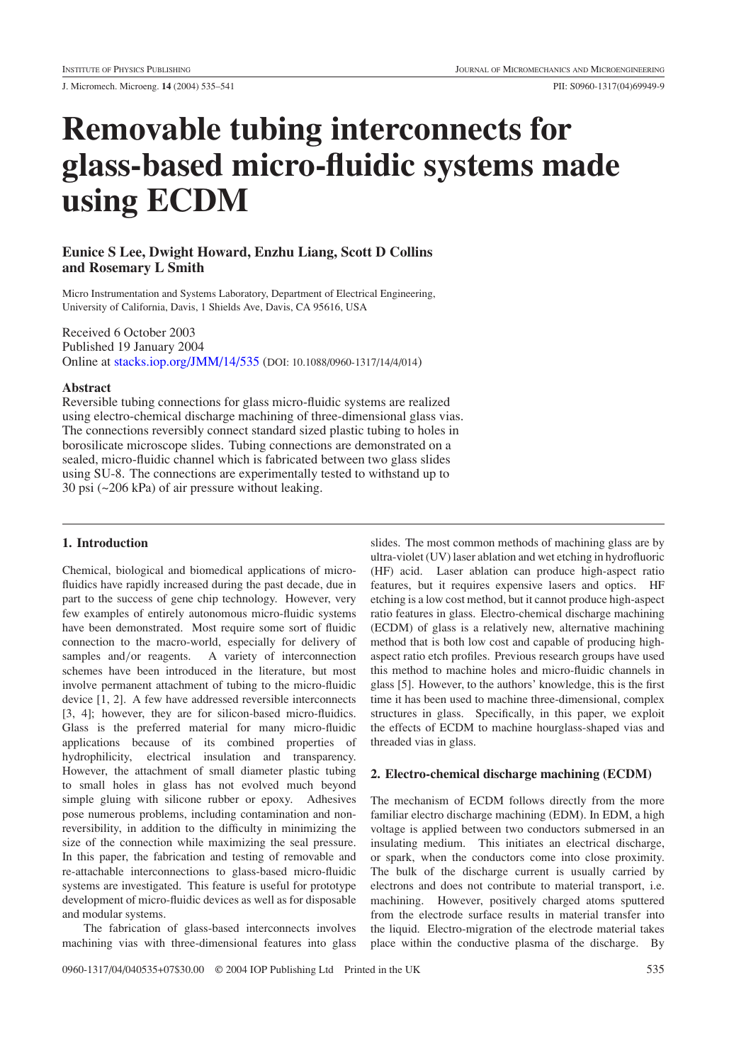# Removable tubing interconnects for glass-based micro-fluidic systems made using ECDM

**Eunice S Lee, Dwight Howard, Enzhu Liang, Scott D Collins and Rosemary L Smith**

Micro Instrumentation and Systems Laboratory, Department of Electrical Engineering, University of California, Davis, 1 Shields Ave, Davis, CA 95616, USA

Received 6 October 2003
Published 19 January 2004
Online at stacks.iop.org/JMM/14/535 (DOI: 10.1088/0960-1317/14/4/014)

### Abstract

Reversible tubing connections for glass micro-fluidic systems are realized using electro-chemical discharge machining of three-dimensional glass vias. The connections reversibly connect standard sized plastic tubing to holes in borosilicate microscope slides. Tubing connections are demonstrated on a sealed, micro-fluidic channel which is fabricated between two glass slides using SU-8. The connections are experimentally tested to withstand up to 30 psi (~206 kPa) of air pressure without leaking.

## 1. Introduction

Chemical, biological and biomedical applications of micro-fluidics have rapidly increased during the past decade, due in part to the success of gene chip technology. However, very few examples of entirely autonomous micro-fluidic systems have been demonstrated. Most require some sort of fluidic connection to the macro-world, especially for delivery of samples and/or reagents. A variety of interconnection schemes have been introduced in the literature, but most involve permanent attachment of tubing to the micro-fluidic device [1, 2]. A few have addressed reversible interconnects [3, 4]; however, they are for silicon-based micro-fluidics. Glass is the preferred material for many micro-fluidic applications because of its combined properties of hydrophilicity, electrical insulation and transparency. However, the attachment of small diameter plastic tubing to small holes in glass has not evolved much beyond simple gluing with silicone rubber or epoxy. Adhesives pose numerous problems, including contamination and non-reversibility, in addition to the difficulty in minimizing the size of the connection while maximizing the seal pressure. In this paper, the fabrication and testing of removable and re-attachable interconnections to glass-based micro-fluidic systems are investigated. This feature is useful for prototype development of micro-fluidic devices as well as for disposable and modular systems.

The fabrication of glass-based interconnects involves machining vias with three-dimensional features into glass slides. The most common methods of machining glass are by ultra-violet (UV) laser ablation and wet etching in hydrofluoric (HF) acid. Laser ablation can produce high-aspect ratio features, but it requires expensive lasers and optics. HF etching is a low cost method, but it cannot produce high-aspect ratio features in glass. Electro-chemical discharge machining (ECDM) of glass is a relatively new, alternative machining method that is both low cost and capable of producing high-aspect ratio etch profiles. Previous research groups have used this method to machine holes and micro-fluidic channels in glass [5]. However, to the authors' knowledge, this is the first time it has been used to machine three-dimensional, complex structures in glass. Specifically, in this paper, we exploit the effects of ECDM to machine hourglass-shaped vias and threaded vias in glass.

## 2. Electro-chemical discharge machining (ECDM)

The mechanism of ECDM follows directly from the more familiar electro discharge machining (EDM). In EDM, a high voltage is applied between two conductors submersed in an insulating medium. This initiates an electrical discharge, or spark, when the conductors come into close proximity. The bulk of the discharge current is usually carried by electrons and does not contribute to material transport, i.e. machining. However, positively charged atoms sputtered from the electrode surface results in material transfer into the liquid. Electro-migration of the electrode material takes place within the conductive plasma of the discharge. By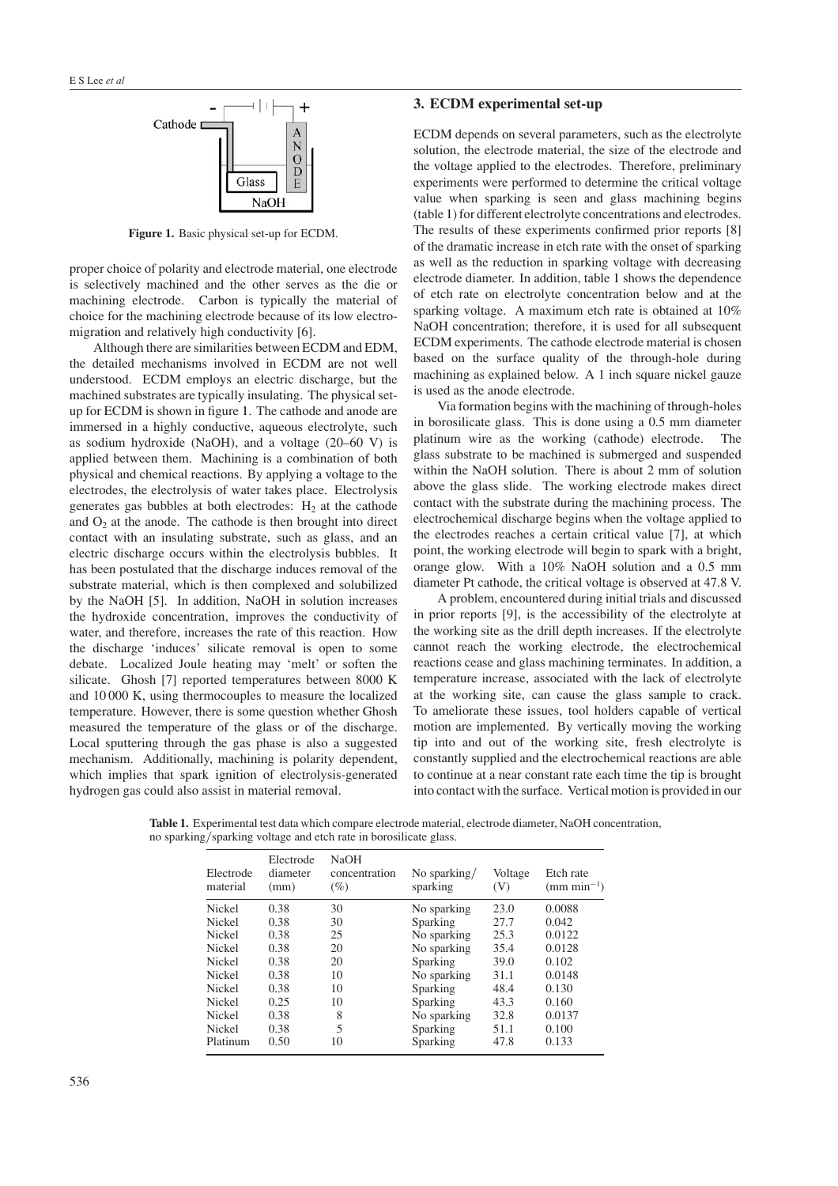Figure 1. Basic physical set-up for ECDM.

proper choice of polarity and electrode material, one electrode is selectively machined and the other serves as the die or machining electrode. Carbon is typically the material of choice for the machining electrode because of its low electromigration and relatively high conductivity [6].

Although there are similarities between ECDM and EDM, the detailed mechanisms involved in ECDM are not well understood. ECDM employs an electric discharge, but the machined substrates are typically insulating. The physical set-up for ECDM is shown in figure 1. The cathode and anode are immersed in a highly conductive, aqueous electrolyte, such as sodium hydroxide (NaOH), and a voltage (20–60 V) is applied between them. Machining is a combination of both physical and chemical reactions. By applying a voltage to the electrodes, the electrolysis of water takes place. Electrolysis generates gas bubbles at both electrodes: $H_2$ at the cathode and $O_2$ at the anode. The cathode is then brought into direct contact with an insulating substrate, such as glass, and an electric discharge occurs within the electrolysis bubbles. It has been postulated that the discharge induces removal of the substrate material, which is then complexed and solubilized by the NaOH [5]. In addition, NaOH in solution increases the hydroxide concentration, improves the conductivity of water, and therefore, increases the rate of this reaction. How the discharge 'induces' silicate removal is open to some debate. Localized Joule heating may 'melt' or soften the silicate. Ghosh [7] reported temperatures between 8000 K and 10 000 K, using thermocouples to measure the localized temperature. However, there is some question whether Ghosh measured the temperature of the glass or of the discharge. Local sputtering through the gas phase is also a suggested mechanism. Additionally, machining is polarity dependent, which implies that spark ignition of electrolysis-generated hydrogen gas could also assist in material removal.

## 3. ECDM experimental set-up

ECDM depends on several parameters, such as the electrolyte solution, the electrode material, the size of the electrode and the voltage applied to the electrodes. Therefore, preliminary experiments were performed to determine the critical voltage value when sparking is seen and glass machining begins (table 1) for different electrolyte concentrations and electrodes. The results of these experiments confirmed prior reports [8] of the dramatic increase in etch rate with the onset of sparking as well as the reduction in sparking voltage with decreasing electrode diameter. In addition, table 1 shows the dependence of etch rate on electrolyte concentration below and at the sparking voltage. A maximum etch rate is obtained at 10% NaOH concentration; therefore, it is used for all subsequent ECDM experiments. The cathode electrode material is chosen based on the surface quality of the through-hole during machining as explained below. A 1 inch square nickel gauze is used as the anode electrode.

Via formation begins with the machining of through-holes in borosilicate glass. This is done using a 0.5 mm diameter platinum wire as the working (cathode) electrode. The glass substrate to be machined is submerged and suspended within the NaOH solution. There is about 2 mm of solution above the glass slide. The working electrode makes direct contact with the substrate during the machining process. The electrochemical discharge begins when the voltage applied to the electrodes reaches a certain critical value [7], at which point, the working electrode will begin to spark with a bright, orange glow. With a 10% NaOH solution and a 0.5 mm diameter Pt cathode, the critical voltage is observed at 47.8 V.

A problem, encountered during initial trials and discussed in prior reports [9], is the accessibility of the electrolyte at the working site as the drill depth increases. If the electrolyte cannot reach the working electrode, the electrochemical reactions cease and glass machining terminates. In addition, a temperature increase, associated with the lack of electrolyte at the working site, can cause the glass sample to crack. To ameliorate these issues, tool holders capable of vertical motion are implemented. By vertically moving the working tip into and out of the working site, fresh electrolyte is constantly supplied and the electrochemical reactions are able to continue at a near constant rate each time the tip is brought into contact with the surface. Vertical motion is provided in our

**Table 1.** Experimental test data which compare electrode material, electrode diameter, NaOH concentration, no sparking/sparking voltage and etch rate in borosilicate glass.

| Electrode material | Electrode diameter (mm) | NaOH concentration (%) | No sparking/ sparking | Voltage (V) | Etch rate (mm $min^{-1}$) |
|---|---|---|---|---|---|
| Nickel | 0.38 | 30 | No sparking | 23.0 | 0.0088 |
| Nickel | 0.38 | 30 | Sparking | 27.7 | 0.042 |
| Nickel | 0.38 | 25 | No sparking | 25.3 | 0.0122 |
| Nickel | 0.38 | 20 | No sparking | 35.4 | 0.0128 |
| Nickel | 0.38 | 20 | Sparking | 39.0 | 0.102 |
| Nickel | 0.38 | 10 | No sparking | 31.1 | 0.0148 |
| Nickel | 0.38 | 10 | Sparking | 48.4 | 0.130 |
| Nickel | 0.25 | 10 | Sparking | 43.3 | 0.160 |
| Nickel | 0.38 | 8 | No sparking | 32.8 | 0.0137 |
| Nickel | 0.38 | 5 | Sparking | 51.1 | 0.100 |
| Platinum | 0.50 | 10 | Sparking | 47.8 | 0.133 |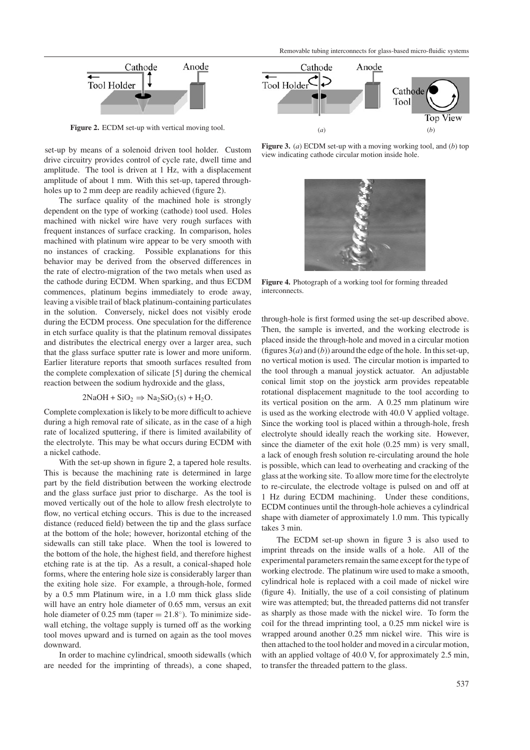Cathode

Anode

Tool Holder

**Figure 2.** ECDM set-up with vertical moving tool.

set-up by means of a solenoid driven tool holder. Custom drive circuitry provides control of cycle rate, dwell time and amplitude. The tool is driven at 1 Hz, with a displacement amplitude of about 1 mm. With this set-up, tapered through-holes up to 2 mm deep are readily achieved (figure 2).

The surface quality of the machined hole is strongly dependent on the type of working (cathode) tool used. Holes machined with nickel wire have very rough surfaces with frequent instances of surface cracking. In comparison, holes machined with platinum wire appear to be very smooth with no instances of cracking. Possible explanations for this behavior may be derived from the observed differences in the rate of electro-migration of the two metals when used as the cathode during ECDM. When sparking, and thus ECDM commences, platinum begins immediately to erode away, leaving a visible trail of black platinum-containing particulates in the solution. Conversely, nickel does not visibly erode during the ECDM process. One speculation for the difference in etch surface quality is that the platinum removal dissipates and distributes the electrical energy over a larger area, such that the glass surface sputter rate is lower and more uniform. Earlier literature reports that smooth surfaces resulted from the complete complexation of silicate [5] during the chemical reaction between the sodium hydroxide and the glass,

$$2NaOH + SiO_2 \Rightarrow Na_2SiO_3(s) + H_2O.$$

Complete complexation is likely to be more difficult to achieve during a high removal rate of silicate, as in the case of a high rate of localized sputtering, if there is limited availability of the electrolyte. This may be what occurs during ECDM with a nickel cathode.

With the set-up shown in figure 2, a tapered hole results. This is because the machining rate is determined in large part by the field distribution between the working electrode and the glass surface just prior to discharge. As the tool is moved vertically out of the hole to allow fresh electrolyte to flow, no vertical etching occurs. This is due to the increased distance (reduced field) between the tip and the glass surface at the bottom of the hole; however, horizontal etching of the sidewalls can still take place. When the tool is lowered to the bottom of the hole, the highest field, and therefore highest etching rate is at the tip. As a result, a conical-shaped hole forms, where the entering hole size is considerably larger than the exiting hole size. For example, a through-hole, formed by a 0.5 mm Platinum wire, in a 1.0 mm thick glass slide will have an entry hole diameter of 0.65 mm, versus an exit hole diameter of 0.25 mm (taper = 21.8°). To minimize side-wall etching, the voltage supply is turned off as the working tool moves upward and is turned on again as the tool moves downward.

In order to machine cylindrical, smooth sidewalls (which are needed for the imprinting of threads), a cone shaped, through-hole is first formed using the set-up described above. Then, the sample is inverted, and the working electrode is placed inside the through-hole and moved in a circular motion (figures 3(*a*) and (*b*)) around the edge of the hole. In this set-up, no vertical motion is used. The circular motion is imparted to the tool through a manual joystick actuator. An adjustable conical limit stop on the joystick arm provides repeatable rotational displacement magnitude to the tool according to its vertical position on the arm. A 0.25 mm platinum wire is used as the working electrode with 40.0 V applied voltage. Since the working tool is placed within a through-hole, fresh electrolyte should ideally reach the working site. However, since the diameter of the exit hole (0.25 mm) is very small, a lack of enough fresh solution re-circulating around the hole is possible, which can lead to overheating and cracking of the glass at the working site. To allow more time for the electrolyte to re-circulate, the electrode voltage is pulsed on and off at 1 Hz during ECDM machining. Under these conditions, ECDM continues until the through-hole achieves a cylindrical shape with diameter of approximately 1.0 mm. This typically takes 3 min.

Cathode

Anode

Tool Holder

Cathode Tool

Top View

(*a*)

(*b*)

**Figure 3.** (*a*) ECDM set-up with a moving working tool, and (*b*) top view indicating cathode circular motion inside hole.

**Figure 4.** Photograph of a working tool for forming threaded interconnects.

The ECDM set-up shown in figure 3 is also used to imprint threads on the inside walls of a hole. All of the experimental parameters remain the same except for the type of working electrode. The platinum wire used to make a smooth, cylindrical hole is replaced with a coil made of nickel wire (figure 4). Initially, the use of a coil consisting of platinum wire was attempted; but, the threaded patterns did not transfer as sharply as those made with the nickel wire. To form the coil for the thread imprinting tool, a 0.25 mm nickel wire is wrapped around another 0.25 mm nickel wire. This wire is then attached to the tool holder and moved in a circular motion, with an applied voltage of 40.0 V, for approximately 2.5 min, to transfer the threaded pattern to the glass.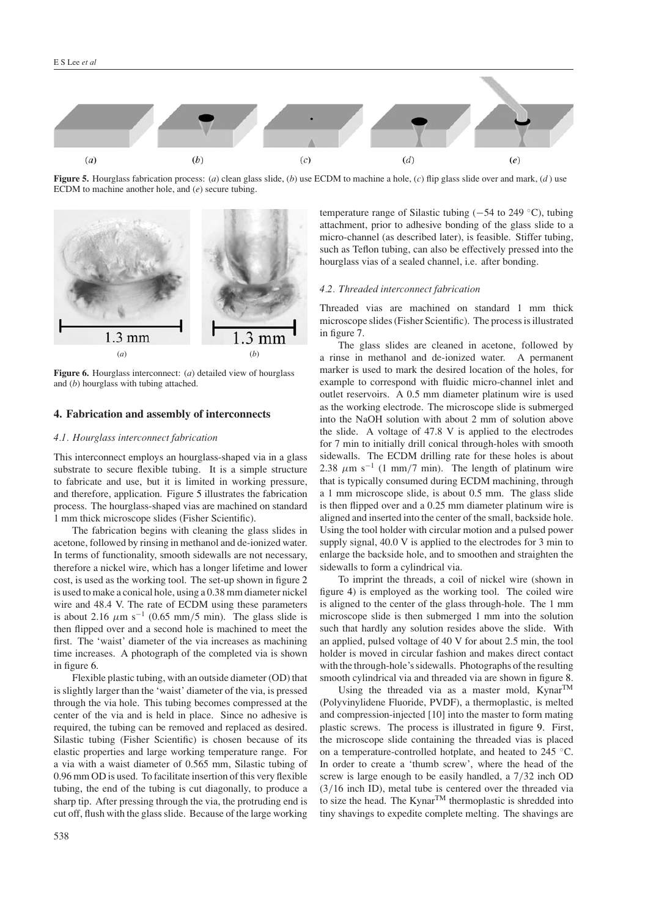**Figure 5.** Hourglass fabrication process: (*a*) clean glass slide, (*b*) use ECDM to machine a hole, (*c*) flip glass slide over and mark, (*d*) use ECDM to machine another hole, and (*e*) secure tubing.

**Figure 6.** Hourglass interconnect: (*a*) detailed view of hourglass and (*b*) hourglass with tubing attached.

## 4. Fabrication and assembly of interconnects

### *4.1. Hourglass interconnect fabrication*

This interconnect employs an hourglass-shaped via in a glass substrate to secure flexible tubing. It is a simple structure to fabricate and use, but it is limited in working pressure, and therefore, application. Figure 5 illustrates the fabrication process. The hourglass-shaped vias are machined on standard 1 mm thick microscope slides (Fisher Scientific).

The fabrication begins with cleaning the glass slides in acetone, followed by rinsing in methanol and de-ionized water. In terms of functionality, smooth sidewalls are not necessary, therefore a nickel wire, which has a longer lifetime and lower cost, is used as the working tool. The set-up shown in figure 2 is used to make a conical hole, using a 0.38 mm diameter nickel wire and 48.4 V. The rate of ECDM using these parameters is about 2.16 $\mu$m s$^{-1}$ (0.65 mm/5 min). The glass slide is then flipped over and a second hole is machined to meet the first. The 'waist' diameter of the via increases as machining time increases. A photograph of the completed via is shown in figure 6.

Flexible plastic tubing, with an outside diameter (OD) that is slightly larger than the 'waist' diameter of the via, is pressed through the via hole. This tubing becomes compressed at the center of the via and is held in place. Since no adhesive is required, the tubing can be removed and replaced as desired. Silastic tubing (Fisher Scientific) is chosen because of its elastic properties and large working temperature range. For a via with a waist diameter of 0.565 mm, Silastic tubing of 0.96 mm OD is used. To facilitate insertion of this very flexible tubing, the end of the tubing is cut diagonally, to produce a sharp tip. After pressing through the via, the protruding end is cut off, flush with the glass slide. Because of the large working temperature range of Silastic tubing (−54 to 249 °C), tubing attachment, prior to adhesive bonding of the glass slide to a micro-channel (as described later), is feasible. Stiffer tubing, such as Teflon tubing, can also be effectively pressed into the hourglass vias of a sealed channel, i.e. after bonding.

### *4.2. Threaded interconnect fabrication*

Threaded vias are machined on standard 1 mm thick microscope slides (Fisher Scientific). The process is illustrated in figure 7.

The glass slides are cleaned in acetone, followed by a rinse in methanol and de-ionized water. A permanent marker is used to mark the desired location of the holes, for example to correspond with fluidic micro-channel inlet and outlet reservoirs. A 0.5 mm diameter platinum wire is used as the working electrode. The microscope slide is submerged into the NaOH solution with about 2 mm of solution above the slide. A voltage of 47.8 V is applied to the electrodes for 7 min to initially drill conical through-holes with smooth sidewalls. The ECDM drilling rate for these holes is about 2.38 $\mu$m s$^{-1}$ (1 mm/7 min). The length of platinum wire that is typically consumed during ECDM machining, through a 1 mm microscope slide, is about 0.5 mm. The glass slide is then flipped over and a 0.25 mm diameter platinum wire is aligned and inserted into the center of the small, backside hole. Using the tool holder with circular motion and a pulsed power supply signal, 40.0 V is applied to the electrodes for 3 min to enlarge the backside hole, and to smoothen and straighten the sidewalls to form a cylindrical via.

To imprint the threads, a coil of nickel wire (shown in figure 4) is employed as the working tool. The coiled wire is aligned to the center of the glass through-hole. The 1 mm microscope slide is then submerged 1 mm into the solution such that hardly any solution resides above the slide. With an applied, pulsed voltage of 40 V for about 2.5 min, the tool holder is moved in circular fashion and makes direct contact with the through-hole's sidewalls. Photographs of the resulting smooth cylindrical via and threaded via are shown in figure 8.

Using the threaded via as a master mold, Kynar$^{\text{TM}}$ (Polyvinylidene Fluoride, PVDF), a thermoplastic, is melted and compression-injected [10] into the master to form mating plastic screws. The process is illustrated in figure 9. First, the microscope slide containing the threaded vias is placed on a temperature-controlled hotplate, and heated to 245 °C. In order to create a 'thumb screw', where the head of the screw is large enough to be easily handled, a 7/32 inch OD (3/16 inch ID), metal tube is centered over the threaded via to size the head. The Kynar$^{\text{TM}}$ thermoplastic is shredded into tiny shavings to expedite complete melting. The shavings are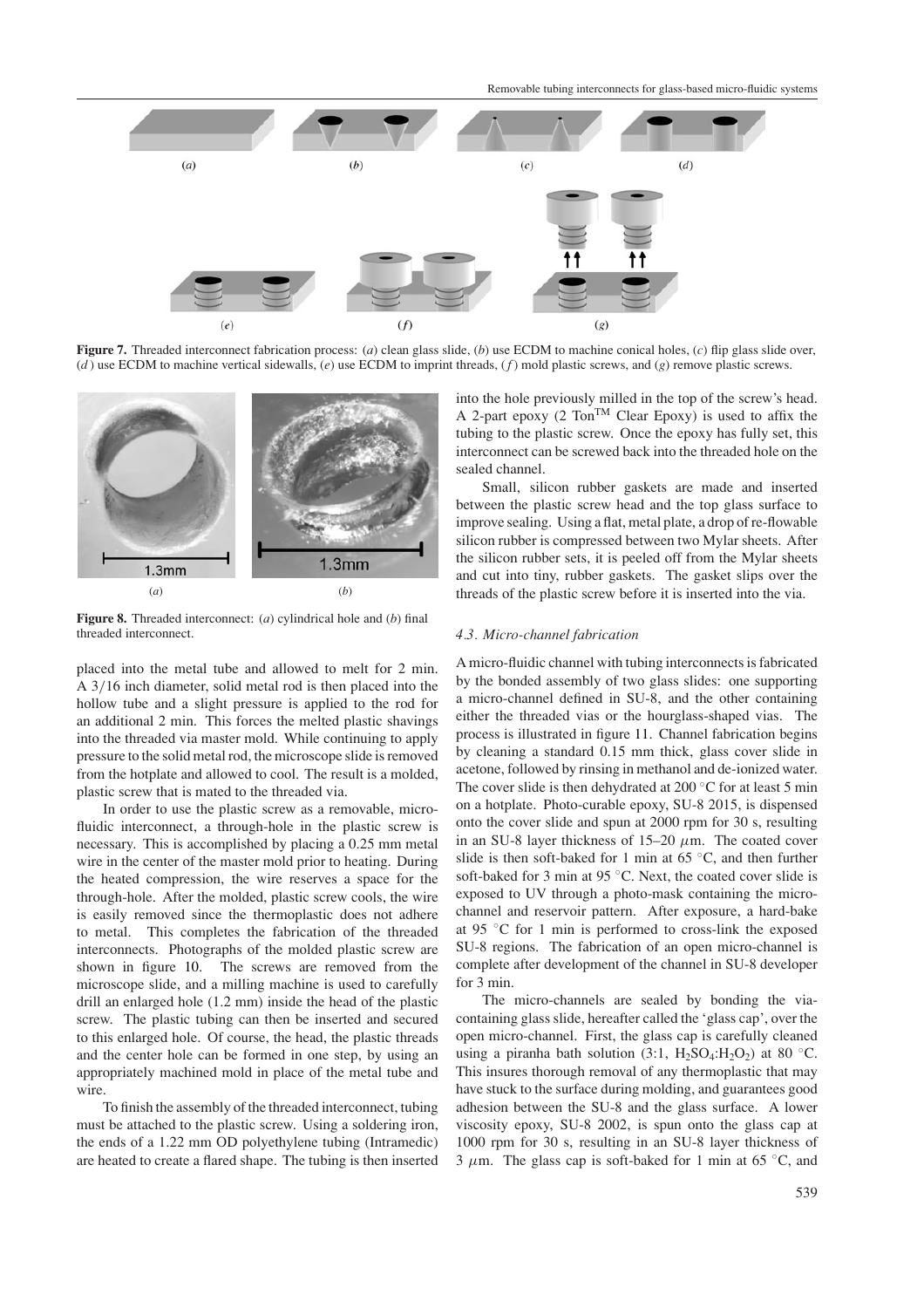**Figure 7.** Threaded interconnect fabrication process: (*a*) clean glass slide, (*b*) use ECDM to machine conical holes, (*c*) flip glass slide over, (*d*) use ECDM to machine vertical sidewalls, (*e*) use ECDM to imprint threads, (*f*) mold plastic screws, and (*g*) remove plastic screws.

**Figure 8.** Threaded interconnect: (*a*) cylindrical hole and (*b*) final threaded interconnect.

placed into the metal tube and allowed to melt for 2 min. A 3/16 inch diameter, solid metal rod is then placed into the hollow tube and a slight pressure is applied to the rod for an additional 2 min. This forces the melted plastic shavings into the threaded via master mold. While continuing to apply pressure to the solid metal rod, the microscope slide is removed from the hotplate and allowed to cool. The result is a molded, plastic screw that is mated to the threaded via.

In order to use the plastic screw as a removable, micro-fluidic interconnect, a through-hole in the plastic screw is necessary. This is accomplished by placing a 0.25 mm metal wire in the center of the master mold prior to heating. During the heated compression, the wire reserves a space for the through-hole. After the molded, plastic screw cools, the wire is easily removed since the thermoplastic does not adhere to metal. This completes the fabrication of the threaded interconnects. Photographs of the molded plastic screw are shown in figure 10. The screws are removed from the microscope slide, and a milling machine is used to carefully drill an enlarged hole (1.2 mm) inside the head of the plastic screw. The plastic tubing can then be inserted and secured to this enlarged hole. Of course, the head, the plastic threads and the center hole can be formed in one step, by using an appropriately machined mold in place of the metal tube and wire.

To finish the assembly of the threaded interconnect, tubing must be attached to the plastic screw. Using a soldering iron, the ends of a 1.22 mm OD polyethylene tubing (Intramedic) are heated to create a flared shape. The tubing is then inserted into the hole previously milled in the top of the screw's head. A 2-part epoxy (2 Ton$^{TM}$ Clear Epoxy) is used to affix the tubing to the plastic screw. Once the epoxy has fully set, this interconnect can be screwed back into the threaded hole on the sealed channel.

Small, silicon rubber gaskets are made and inserted between the plastic screw head and the top glass surface to improve sealing. Using a flat, metal plate, a drop of re-flowable silicon rubber is compressed between two Mylar sheets. After the silicon rubber sets, it is peeled off from the Mylar sheets and cut into tiny, rubber gaskets. The gasket slips over the threads of the plastic screw before it is inserted into the via.

### *4.3. Micro-channel fabrication*

A micro-fluidic channel with tubing interconnects is fabricated by the bonded assembly of two glass slides: one supporting a micro-channel defined in SU-8, and the other containing either the threaded vias or the hourglass-shaped vias. The process is illustrated in figure 11. Channel fabrication begins by cleaning a standard 0.15 mm thick, glass cover slide in acetone, followed by rinsing in methanol and de-ionized water. The cover slide is then dehydrated at 200 °C for at least 5 min on a hotplate. Photo-curable epoxy, SU-8 2015, is dispensed onto the cover slide and spun at 2000 rpm for 30 s, resulting in an SU-8 layer thickness of 15–20 $\mu$m. The coated cover slide is then soft-baked for 1 min at 65 °C, and then further soft-baked for 3 min at 95 °C. Next, the coated cover slide is exposed to UV through a photo-mask containing the micro-channel and reservoir pattern. After exposure, a hard-bake at 95 °C for 1 min is performed to cross-link the exposed SU-8 regions. The fabrication of an open micro-channel is complete after development of the channel in SU-8 developer for 3 min.

The micro-channels are sealed by bonding the via-containing glass slide, hereafter called the 'glass cap', over the open micro-channel. First, the glass cap is carefully cleaned using a piranha bath solution (3:1, $H_2SO_4$:$H_2O_2$) at 80 °C. This insures thorough removal of any thermoplastic that may have stuck to the surface during molding, and guarantees good adhesion between the SU-8 and the glass surface. A lower viscosity epoxy, SU-8 2002, is spun onto the glass cap at 1000 rpm for 30 s, resulting in an SU-8 layer thickness of 3 $\mu$m. The glass cap is soft-baked for 1 min at 65 °C, and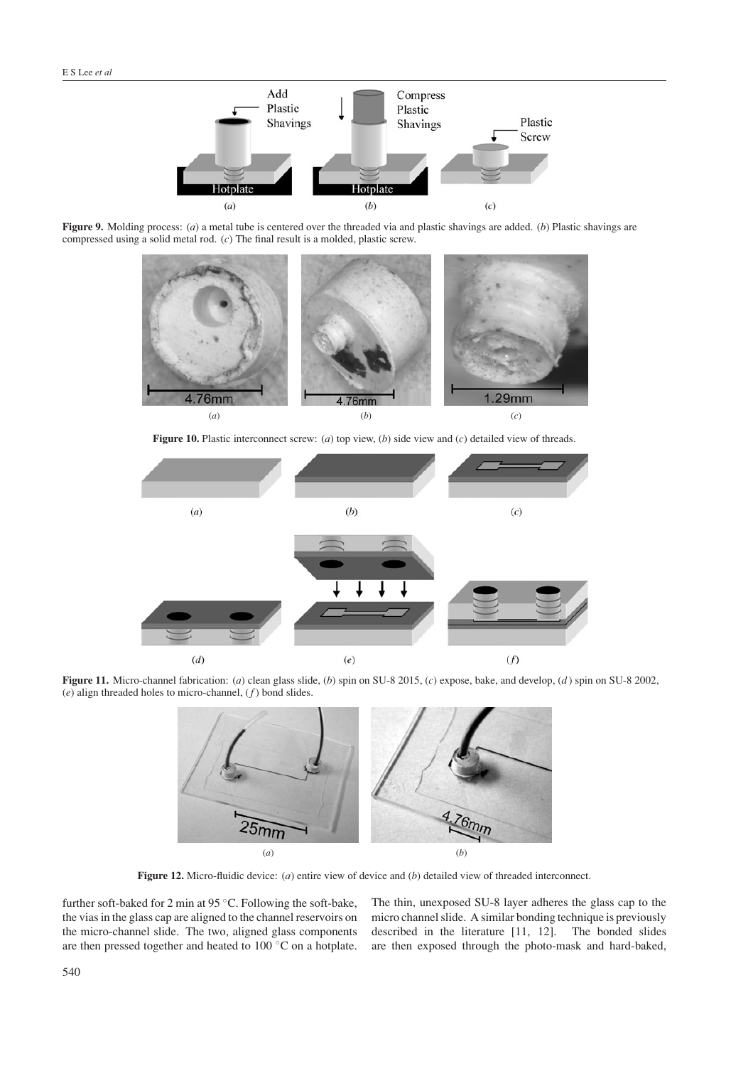**Figure 9.** Molding process: (*a*) a metal tube is centered over the threaded via and plastic shavings are added. (*b*) Plastic shavings are compressed using a solid metal rod. (*c*) The final result is a molded, plastic screw.

**Figure 10.** Plastic interconnect screw: (*a*) top view, (*b*) side view and (*c*) detailed view of threads.

**Figure 11.** Micro-channel fabrication: (*a*) clean glass slide, (*b*) spin on SU-8 2015, (*c*) expose, bake, and develop, (*d*) spin on SU-8 2002, (*e*) align threaded holes to micro-channel, (*f*) bond slides.

**Figure 12.** Micro-fluidic device: (*a*) entire view of device and (*b*) detailed view of threaded interconnect.

further soft-baked for 2 min at 95 °C. Following the soft-bake, the vias in the glass cap are aligned to the channel reservoirs on the micro-channel slide. The two, aligned glass components are then pressed together and heated to 100 °C on a hotplate. The thin, unexposed SU-8 layer adheres the glass cap to the micro channel slide. A similar bonding technique is previously described in the literature [11, 12]. The bonded slides are then exposed through the photo-mask and hard-baked,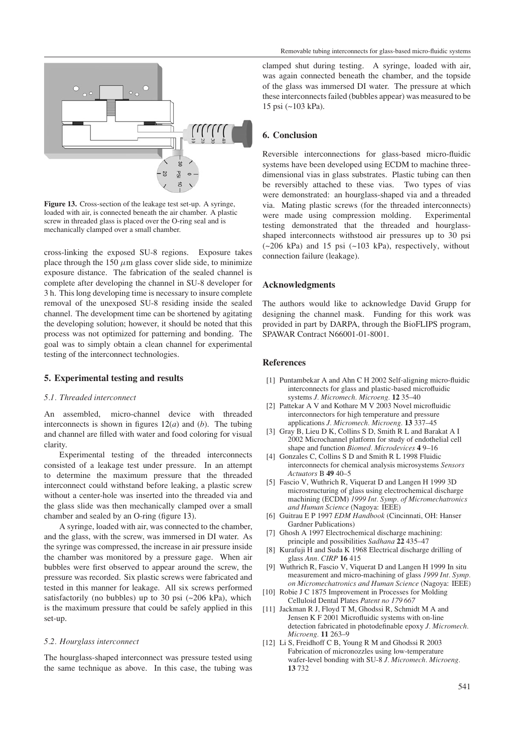**Figure 13.** Cross-section of the leakage test set-up. A syringe, loaded with air, is connected beneath the air chamber. A plastic screw in threaded glass is placed over the O-ring seal and is mechanically clamped over a small chamber.

cross-linking the exposed SU-8 regions. Exposure takes place through the 150 $\mu$m glass cover slide side, to minimize exposure distance. The fabrication of the sealed channel is complete after developing the channel in SU-8 developer for 3 h. This long developing time is necessary to insure complete removal of the unexposed SU-8 residing inside the sealed channel. The development time can be shortened by agitating the developing solution; however, it should be noted that this process was not optimized for patterning and bonding. The goal was to simply obtain a clean channel for experimental testing of the interconnect technologies.

## 5. Experimental testing and results

### *5.1. Threaded interconnect*

An assembled, micro-channel device with threaded interconnects is shown in figures 12(*a*) and (*b*). The tubing and channel are filled with water and food coloring for visual clarity.

Experimental testing of the threaded interconnects consisted of a leakage test under pressure. In an attempt to determine the maximum pressure that the threaded interconnect could withstand before leaking, a plastic screw without a center-hole was inserted into the threaded via and the glass slide was then mechanically clamped over a small chamber and sealed by an O-ring (figure 13).

A syringe, loaded with air, was connected to the chamber, and the glass, with the screw, was immersed in DI water. As the syringe was compressed, the increase in air pressure inside the chamber was monitored by a pressure gage. When air bubbles were first observed to appear around the screw, the pressure was recorded. Six plastic screws were fabricated and tested in this manner for leakage. All six screws performed satisfactorily (no bubbles) up to 30 psi (~206 kPa), which is the maximum pressure that could be safely applied in this set-up.

### *5.2. Hourglass interconnect*

The hourglass-shaped interconnect was pressure tested using the same technique as above. In this case, the tubing was clamped shut during testing. A syringe, loaded with air, was again connected beneath the chamber, and the topside of the glass was immersed DI water. The pressure at which these interconnects failed (bubbles appear) was measured to be 15 psi (~103 kPa).

## 6. Conclusion

Reversible interconnections for glass-based micro-fluidic systems have been developed using ECDM to machine three-dimensional vias in glass substrates. Plastic tubing can then be reversibly attached to these vias. Two types of vias were demonstrated: an hourglass-shaped via and a threaded via. Mating plastic screws (for the threaded interconnects) were made using compression molding. Experimental testing demonstrated that the threaded and hourglass-shaped interconnects withstood air pressures up to 30 psi (~206 kPa) and 15 psi (~103 kPa), respectively, without connection failure (leakage).

## Acknowledgments

The authors would like to acknowledge David Grupp for designing the channel mask. Funding for this work was provided in part by DARPA, through the BioFLIPS program, SPAWAR Contract N66001-01-8001.

## References

[1] Puntambekar A and Ahn C H 2002 Self-aligning micro-fluidic interconnects for glass and plastic-based microfluidic systems *J. Micromech. Microeng.* **12** 35–40

[2] Pattekar A V and Kothare M V 2003 Novel microfluidic interconnectors for high temperature and pressure applications *J. Micromech. Microeng.* **13** 337–45

[3] Gray B, Lieu D K, Collins S D, Smith R L and Barakat A I 2002 Microchannel platform for study of endothelial cell shape and function *Biomed. Microdevices* **4** 9–16

[4] Gonzales C, Collins S D and Smith R L 1998 Fluidic interconnects for chemical analysis microsystems *Sensors Actuators* B **49** 40–5

[5] Fascio V, Wuthrich R, Viquerat D and Langen H 1999 3D microstructuring of glass using electrochemical discharge machining (ECDM) *1999 Int. Symp. of Micromechatronics and Human Science* (Nagoya: IEEE)

[6] Guitrau E P 1997 *EDM Handbook* (Cincinnati, OH: Hanser Gardner Publications)

[7] Ghosh A 1997 Electrochemical discharge machining: principle and possibilities *Sadhana* **22** 435–47

[8] Kurafuji H and Suda K 1968 Electrical discharge drilling of glass *Ann. CIRP* **16** 415

[9] Wuthrich R, Fascio V, Viquerat D and Langen H 1999 In situ measurement and micro-machining of glass *1999 Int. Symp. on Micromechatronics and Human Science* (Nagoya: IEEE)

[10] Robie J C 1875 Improvement in Processes for Molding Celluloid Dental Plates *Patent no 179 667*

[11] Jackman R J, Floyd T M, Ghodssi R, Schmidt M A and Jensen K F 2001 Microfluidic systems with on-line detection fabricated in photodefinable epoxy *J. Micromech. Microeng.* **11** 263–9

[12] Li S, Freidhoff C B, Young R M and Ghodssi R 2003 Fabrication of micronozzles using low-temperature wafer-level bonding with SU-8 *J. Micromech. Microeng.* **13** 732